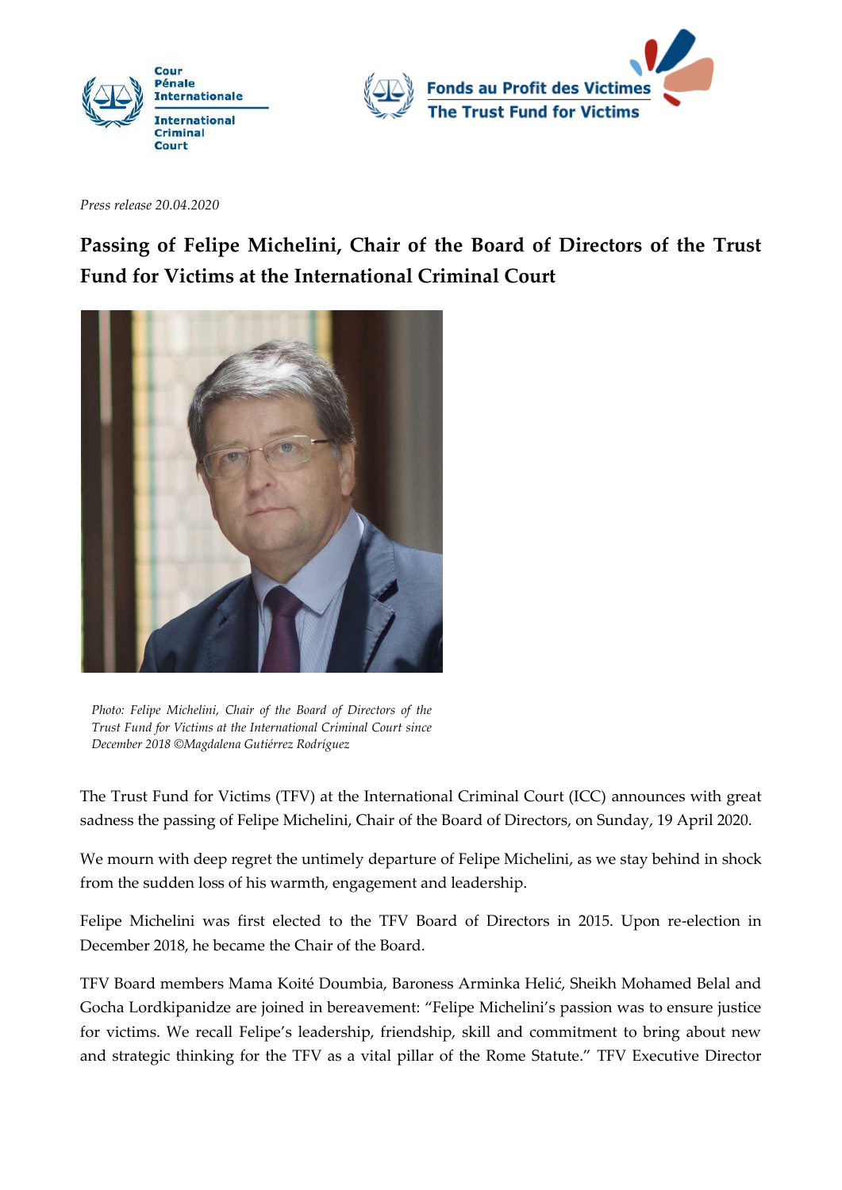*Press release 20.04.2020*

# Passing of Felipe Michelini, Chair of the Board of Directors of the Trust Fund for Victims at the International Criminal Court

*Photo: Felipe Michelini, Chair of the Board of Directors of the Trust Fund for Victims at the International Criminal Court since December 2018 ©Magdalena Gutiérrez Rodríguez*

The Trust Fund for Victims (TFV) at the International Criminal Court (ICC) announces with great sadness the passing of Felipe Michelini, Chair of the Board of Directors, on Sunday, 19 April 2020.

We mourn with deep regret the untimely departure of Felipe Michelini, as we stay behind in shock from the sudden loss of his warmth, engagement and leadership.

Felipe Michelini was first elected to the TFV Board of Directors in 2015. Upon re-election in December 2018, he became the Chair of the Board.

TFV Board members Mama Koité Doumbia, Baroness Arminka Helić, Sheikh Mohamed Belal and Gocha Lordkipanidze are joined in bereavement: "Felipe Michelini's passion was to ensure justice for victims. We recall Felipe's leadership, friendship, skill and commitment to bring about new and strategic thinking for the TFV as a vital pillar of the Rome Statute." TFV Executive Director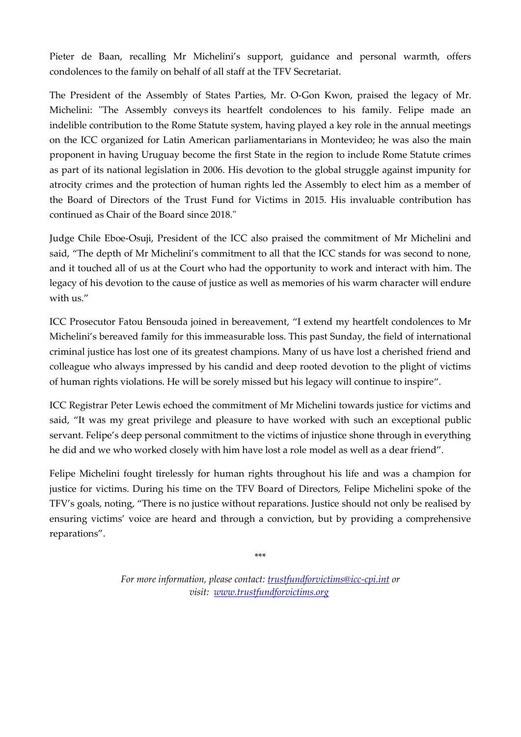Pieter de Baan, recalling Mr Michelini's support, guidance and personal warmth, offers condolences to the family on behalf of all staff at the TFV Secretariat.

The President of the Assembly of States Parties, Mr. O-Gon Kwon, praised the legacy of Mr. Michelini: "The Assembly conveys its heartfelt condolences to his family. Felipe made an indelible contribution to the Rome Statute system, having played a key role in the annual meetings on the ICC organized for Latin American parliamentarians in Montevideo; he was also the main proponent in having Uruguay become the first State in the region to include Rome Statute crimes as part of its national legislation in 2006. His devotion to the global struggle against impunity for atrocity crimes and the protection of human rights led the Assembly to elect him as a member of the Board of Directors of the Trust Fund for Victims in 2015. His invaluable contribution has continued as Chair of the Board since 2018."

Judge Chile Eboe-Osuji, President of the ICC also praised the commitment of Mr Michelini and said, "The depth of Mr Michelini's commitment to all that the ICC stands for was second to none, and it touched all of us at the Court who had the opportunity to work and interact with him. The legacy of his devotion to the cause of justice as well as memories of his warm character will endure with us."

ICC Prosecutor Fatou Bensouda joined in bereavement, "I extend my heartfelt condolences to Mr Michelini's bereaved family for this immeasurable loss. This past Sunday, the field of international criminal justice has lost one of its greatest champions. Many of us have lost a cherished friend and colleague who always impressed by his candid and deep rooted devotion to the plight of victims of human rights violations. He will be sorely missed but his legacy will continue to inspire".

ICC Registrar Peter Lewis echoed the commitment of Mr Michelini towards justice for victims and said, "It was my great privilege and pleasure to have worked with such an exceptional public servant. Felipe's deep personal commitment to the victims of injustice shone through in everything he did and we who worked closely with him have lost a role model as well as a dear friend".

Felipe Michelini fought tirelessly for human rights throughout his life and was a champion for justice for victims. During his time on the TFV Board of Directors, Felipe Michelini spoke of the TFV's goals, noting, "There is no justice without reparations. Justice should not only be realised by ensuring victims' voice are heard and through a conviction, but by providing a comprehensive reparations".

\*\*\*

*For more information, please contact: [trustfundforvictims@icc-cpi.int](mailto:trustfundforvictims@icc-cpi.int) or visit: [www.trustfundforvictims.org](http://www.trustfundforvictims.org)*